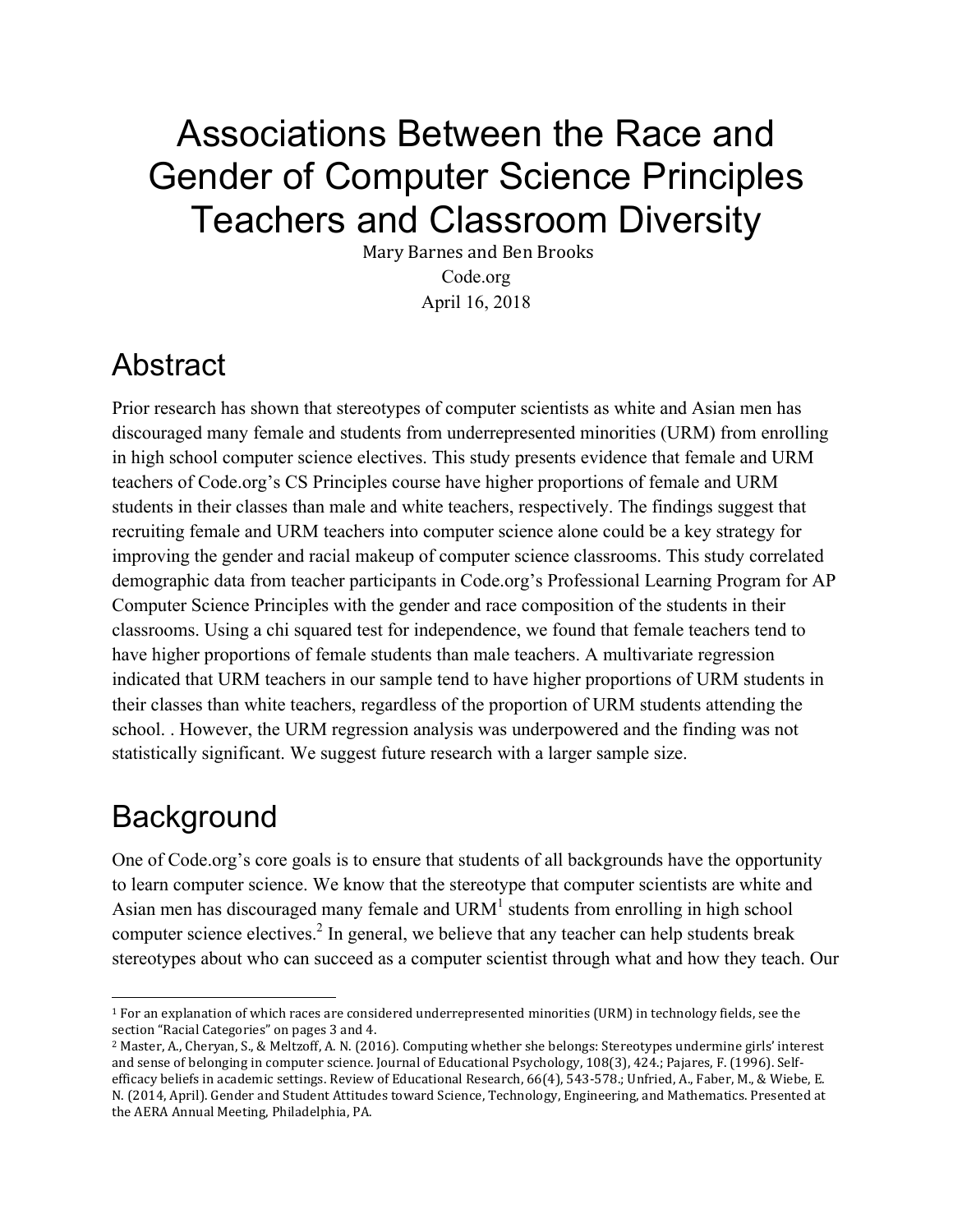# Associations Between the Race and Gender of Computer Science Principles Teachers and Classroom Diversity

Mary Barnes and Ben Brooks

Code.org

April 16, 2018

## Abstract

Prior research has shown that stereotypes of computer scientists as white and Asian men has discouraged many female and students from underrepresented minorities (URM) from enrolling in high school computer science electives. This study presents evidence that female and URM teachers of Code.org's CS Principles course have higher proportions of female and URM students in their classes than male and white teachers, respectively. The findings suggest that recruiting female and URM teachers into computer science alone could be a key strategy for improving the gender and racial makeup of computer science classrooms. This study correlated demographic data from teacher participants in Code.org's Professional Learning Program for AP Computer Science Principles with the gender and race composition of the students in their classrooms. Using a chi squared test for independence, we found that female teachers tend to have higher proportions of female students than male teachers. A multivariate regression indicated that URM teachers in our sample tend to have higher proportions of URM students in their classes than white teachers, regardless of the proportion of URM students attending the school. . However, the URM regression analysis was underpowered and the finding was not statistically significant. We suggest future research with a larger sample size.

## Background

One of Code.org's core goals is to ensure that students of all backgrounds have the opportunity to learn computer science. We know that the stereotype that computer scientists are white and Asian men has discouraged many female and URM[1] students from enrolling in high school computer science electives.[2] In general, we believe that any teacher can help students break stereotypes about who can succeed as a computer scientist through what and how they teach. Our

---

[1] For an explanation of which races are considered underrepresented minorities (URM) in technology fields, see the section "Racial Categories" on pages 3 and 4.

[2] Master, A., Cheryan, S., & Meltzoff, A. N. (2016). Computing whether she belongs: Stereotypes undermine girls' interest and sense of belonging in computer science. Journal of Educational Psychology, 108(3), 424.; Pajares, F. (1996). Self-efficacy beliefs in academic settings. Review of Educational Research, 66(4), 543-578.; Unfried, A., Faber, M., & Wiebe, E. N. (2014, April). Gender and Student Attitudes toward Science, Technology, Engineering, and Mathematics. Presented at the AERA Annual Meeting, Philadelphia, PA.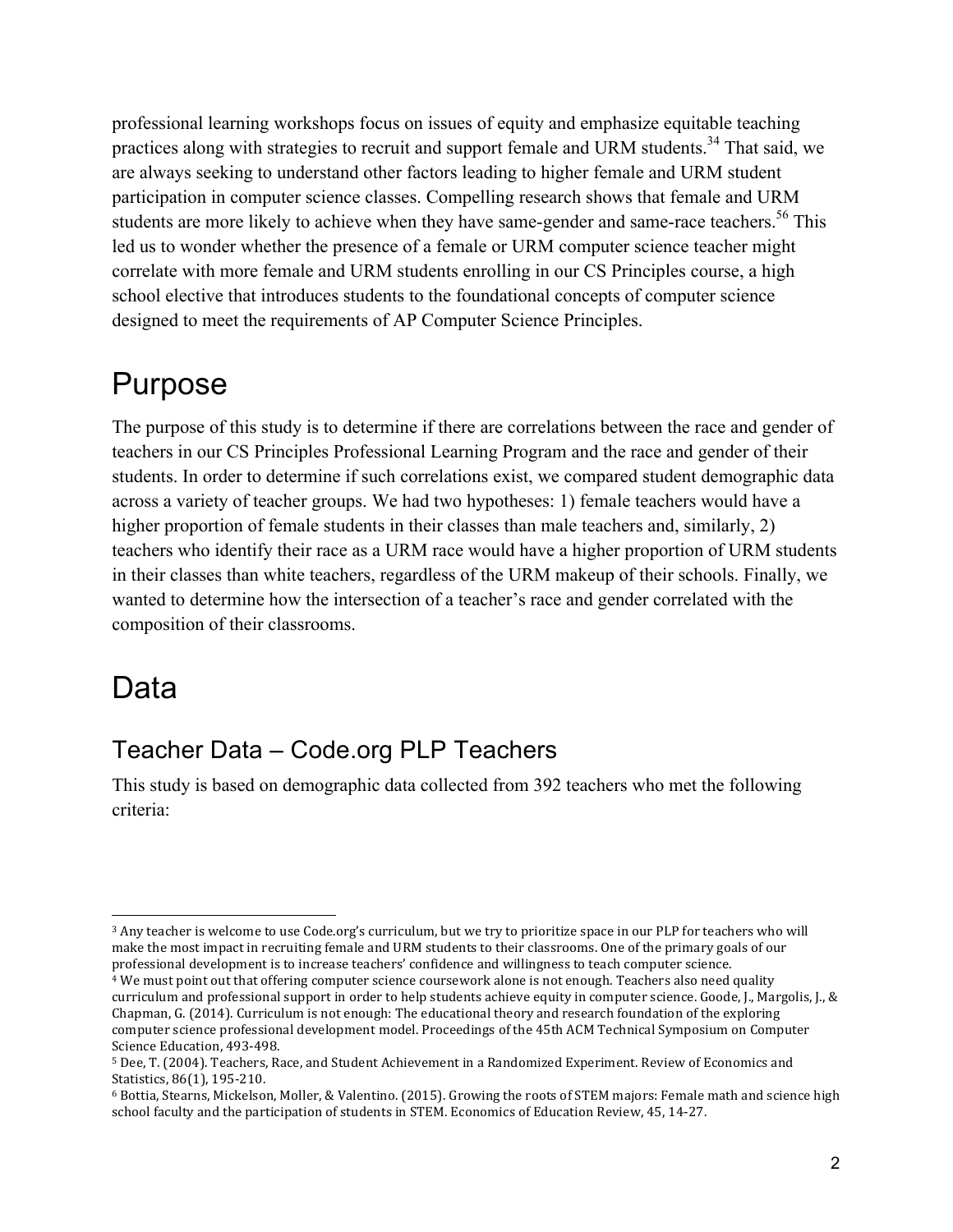professional learning workshops focus on issues of equity and emphasize equitable teaching practices along with strategies to recruit and support female and URM students.[3,4] That said, we are always seeking to understand other factors leading to higher female and URM student participation in computer science classes. Compelling research shows that female and URM students are more likely to achieve when they have same-gender and same-race teachers.[5,6] This led us to wonder whether the presence of a female or URM computer science teacher might correlate with more female and URM students enrolling in our CS Principles course, a high school elective that introduces students to the foundational concepts of computer science designed to meet the requirements of AP Computer Science Principles.

# Purpose

The purpose of this study is to determine if there are correlations between the race and gender of teachers in our CS Principles Professional Learning Program and the race and gender of their students. In order to determine if such correlations exist, we compared student demographic data across a variety of teacher groups. We had two hypotheses: 1) female teachers would have a higher proportion of female students in their classes than male teachers and, similarly, 2) teachers who identify their race as a URM race would have a higher proportion of URM students in their classes than white teachers, regardless of the URM makeup of their schools. Finally, we wanted to determine how the intersection of a teacher's race and gender correlated with the composition of their classrooms.

# Data

## Teacher Data – Code.org PLP Teachers

This study is based on demographic data collected from 392 teachers who met the following criteria:

---

[3] Any teacher is welcome to use Code.org's curriculum, but we try to prioritize space in our PLP for teachers who will make the most impact in recruiting female and URM students to their classrooms. One of the primary goals of our professional development is to increase teachers' confidence and willingness to teach computer science.

[4] We must point out that offering computer science coursework alone is not enough. Teachers also need quality curriculum and professional support in order to help students achieve equity in computer science. Goode, J., Margolis, J., & Chapman, G. (2014). Curriculum is not enough: The educational theory and research foundation of the exploring computer science professional development model. Proceedings of the 45th ACM Technical Symposium on Computer Science Education, 493-498.

[5] Dee, T. (2004). Teachers, Race, and Student Achievement in a Randomized Experiment. Review of Economics and Statistics, 86(1), 195-210.

[6] Bottia, Stearns, Mickelson, Moller, & Valentino. (2015). Growing the roots of STEM majors: Female math and science high school faculty and the participation of students in STEM. Economics of Education Review, 45, 14-27.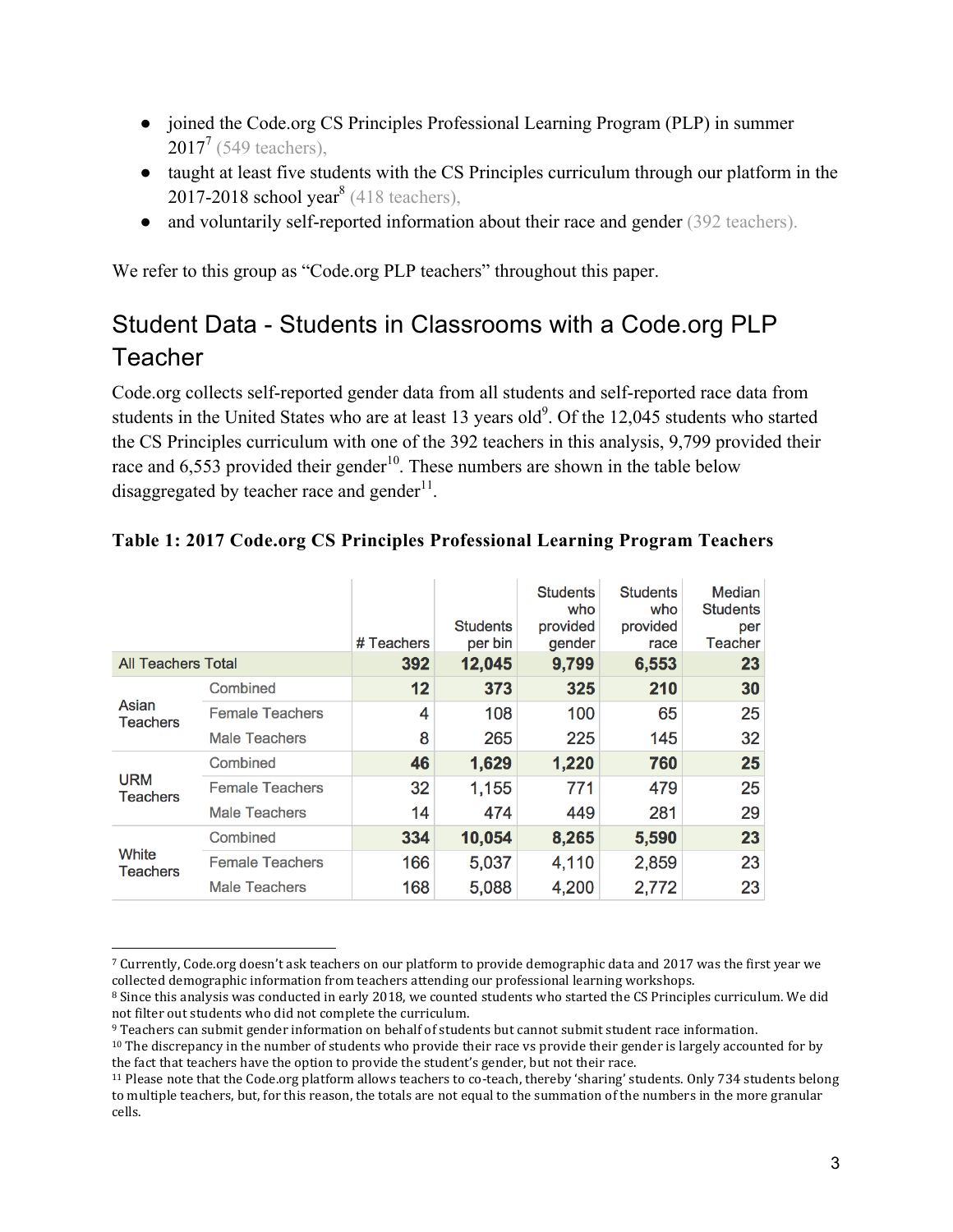- joined the Code.org CS Principles Professional Learning Program (PLP) in summer 2017[7] (549 teachers),
- taught at least five students with the CS Principles curriculum through our platform in the 2017-2018 school year[8] (418 teachers),
- and voluntarily self-reported information about their race and gender (392 teachers).

We refer to this group as "Code.org PLP teachers" throughout this paper.

## Student Data - Students in Classrooms with a Code.org PLP Teacher

Code.org collects self-reported gender data from all students and self-reported race data from students in the United States who are at least 13 years old[9]. Of the 12,045 students who started the CS Principles curriculum with one of the 392 teachers in this analysis, 9,799 provided their race and 6,553 provided their gender[10]. These numbers are shown in the table below disaggregated by teacher race and gender[11].

**Table 1: 2017 Code.org CS Principles Professional Learning Program Teachers**

| | | # Teachers | Students per bin | Students who provided gender | Students who provided race | Median Students per Teacher |
|---|---|---|---|---|---|---|
| All Teachers Total | | **392** | **12,045** | **9,799** | **6,553** | **23** |
| Asian Teachers | Combined | **12** | **373** | **325** | **210** | **30** |
| | Female Teachers | 4 | 108 | 100 | 65 | 25 |
| | Male Teachers | 8 | 265 | 225 | 145 | 32 |
| URM Teachers | Combined | **46** | **1,629** | **1,220** | **760** | **25** |
| | Female Teachers | 32 | 1,155 | 771 | 479 | 25 |
| | Male Teachers | 14 | 474 | 449 | 281 | 29 |
| White Teachers | Combined | **334** | **10,054** | **8,265** | **5,590** | **23** |
| | Female Teachers | 166 | 5,037 | 4,110 | 2,859 | 23 |
| | Male Teachers | 168 | 5,088 | 4,200 | 2,772 | 23 |

[7] Currently, Code.org doesn't ask teachers on our platform to provide demographic data and 2017 was the first year we collected demographic information from teachers attending our professional learning workshops.

[8] Since this analysis was conducted in early 2018, we counted students who started the CS Principles curriculum. We did not filter out students who did not complete the curriculum.

[9] Teachers can submit gender information on behalf of students but cannot submit student race information.

[10] The discrepancy in the number of students who provide their race vs provide their gender is largely accounted for by the fact that teachers have the option to provide the student's gender, but not their race.

[11] Please note that the Code.org platform allows teachers to co-teach, thereby 'sharing' students. Only 734 students belong to multiple teachers, but, for this reason, the totals are not equal to the summation of the numbers in the more granular cells.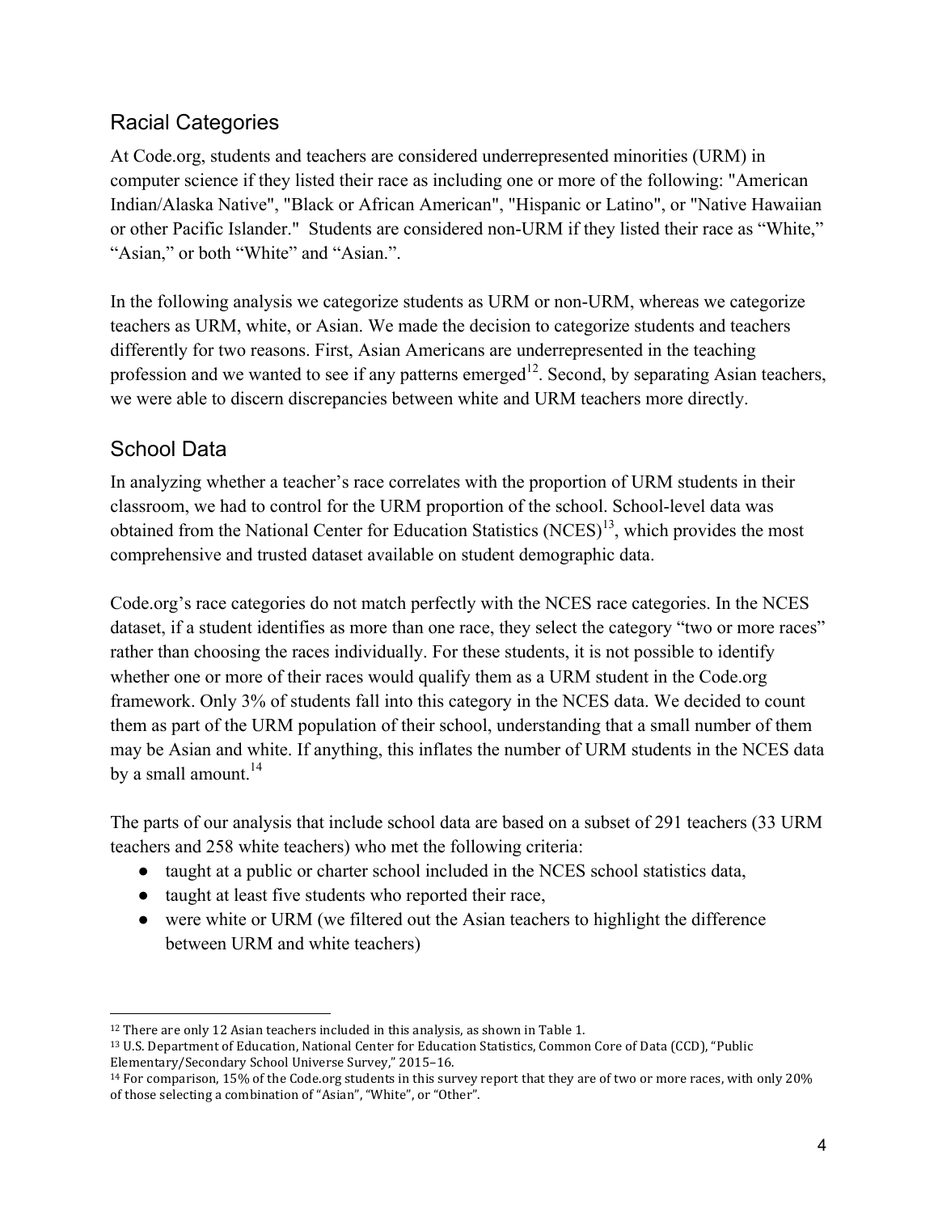## Racial Categories

At Code.org, students and teachers are considered underrepresented minorities (URM) in computer science if they listed their race as including one or more of the following: "American Indian/Alaska Native", "Black or African American", "Hispanic or Latino", or "Native Hawaiian or other Pacific Islander." Students are considered non-URM if they listed their race as “White,” “Asian,” or both “White” and “Asian.”.

In the following analysis we categorize students as URM or non-URM, whereas we categorize teachers as URM, white, or Asian. We made the decision to categorize students and teachers differently for two reasons. First, Asian Americans are underrepresented in the teaching profession and we wanted to see if any patterns emerged[12]. Second, by separating Asian teachers, we were able to discern discrepancies between white and URM teachers more directly.

## School Data

In analyzing whether a teacher’s race correlates with the proportion of URM students in their classroom, we had to control for the URM proportion of the school. School-level data was obtained from the National Center for Education Statistics (NCES)[13], which provides the most comprehensive and trusted dataset available on student demographic data.

Code.org’s race categories do not match perfectly with the NCES race categories. In the NCES dataset, if a student identifies as more than one race, they select the category “two or more races” rather than choosing the races individually. For these students, it is not possible to identify whether one or more of their races would qualify them as a URM student in the Code.org framework. Only 3% of students fall into this category in the NCES data. We decided to count them as part of the URM population of their school, understanding that a small number of them may be Asian and white. If anything, this inflates the number of URM students in the NCES data by a small amount.[14]

The parts of our analysis that include school data are based on a subset of 291 teachers (33 URM teachers and 258 white teachers) who met the following criteria:

- taught at a public or charter school included in the NCES school statistics data,
- taught at least five students who reported their race,
- were white or URM (we filtered out the Asian teachers to highlight the difference between URM and white teachers)

---

[12] There are only 12 Asian teachers included in this analysis, as shown in Table 1.

[13] U.S. Department of Education, National Center for Education Statistics, Common Core of Data (CCD), “Public Elementary/Secondary School Universe Survey,” 2015–16.

[14] For comparison, 15% of the Code.org students in this survey report that they are of two or more races, with only 20% of those selecting a combination of “Asian”, “White”, or “Other”.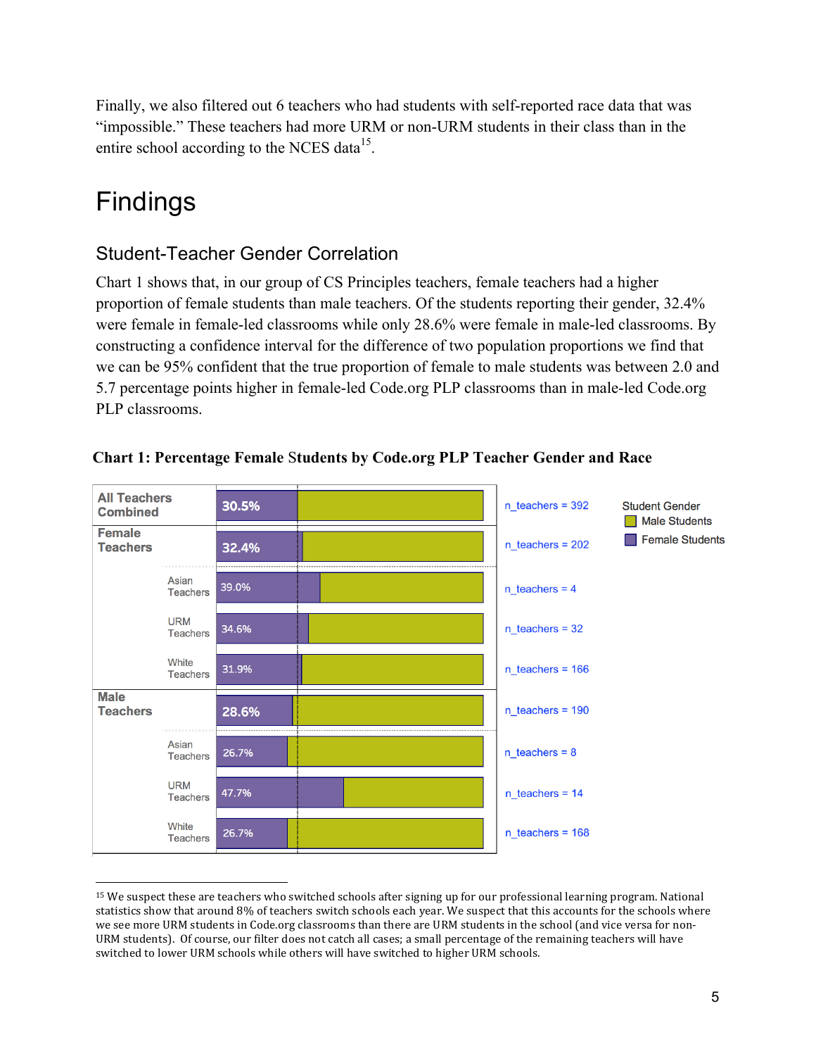Finally, we also filtered out 6 teachers who had students with self-reported race data that was "impossible." These teachers had more URM or non-URM students in their class than in the entire school according to the NCES data[15].

# Findings

## Student-Teacher Gender Correlation

Chart 1 shows that, in our group of CS Principles teachers, female teachers had a higher proportion of female students than male teachers. Of the students reporting their gender, 32.4% were female in female-led classrooms while only 28.6% were female in male-led classrooms. By constructing a confidence interval for the difference of two population proportions we find that we can be 95% confident that the true proportion of female to male students was between 2.0 and 5.7 percentage points higher in female-led Code.org PLP classrooms than in male-led Code.org PLP classrooms.

**Chart 1: Percentage Female Students by Code.org PLP Teacher Gender and Race**

| Teacher Group | | Female Students | n_teachers |
|---|---|---|---|
| All Teachers Combined | | 30.5% | 392 |
| Female Teachers | | 32.4% | 202 |
| | Asian Teachers | 39.0% | 4 |
| | URM Teachers | 34.6% | 32 |
| | White Teachers | 31.9% | 166 |
| Male Teachers | | 28.6% | 190 |
| | Asian Teachers | 26.7% | 8 |
| | URM Teachers | 47.7% | 14 |
| | White Teachers | 26.7% | 168 |

Student Gender: Male Students; Female Students

---

[15] We suspect these are teachers who switched schools after signing up for our professional learning program. National statistics show that around 8% of teachers switch schools each year. We suspect that this accounts for the schools where we see more URM students in Code.org classrooms than there are URM students in the school (and vice versa for non-URM students). Of course, our filter does not catch all cases; a small percentage of the remaining teachers will have switched to lower URM schools while others will have switched to higher URM schools.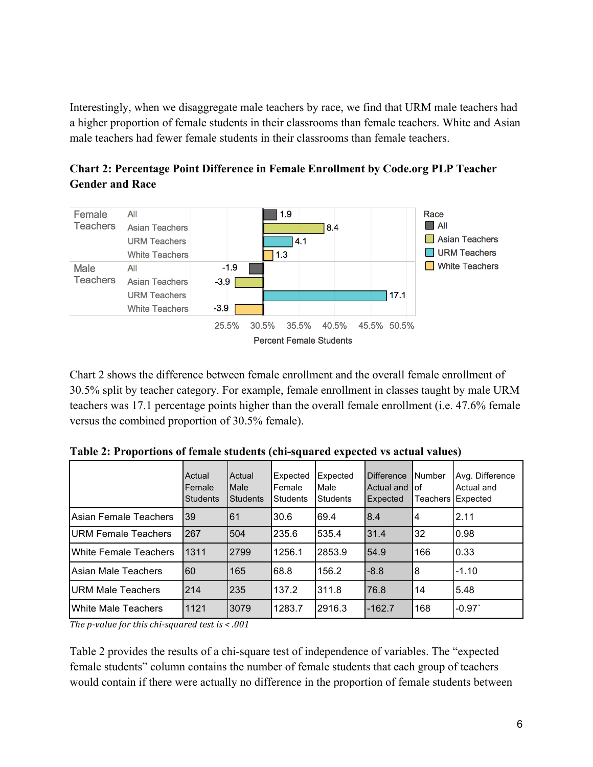Interestingly, when we disaggregate male teachers by race, we find that URM male teachers had a higher proportion of female students in their classrooms than female teachers. White and Asian male teachers had fewer female students in their classrooms than female teachers.

**Chart 2: Percentage Point Difference in Female Enrollment by Code.org PLP Teacher Gender and Race**

| Teacher Gender | Race | Percentage Point Difference |
|---|---|---|
| Female Teachers | All | 1.9 |
| | Asian Teachers | 8.4 |
| | URM Teachers | 4.1 |
| | White Teachers | 1.3 |
| Male Teachers | All | -1.9 |
| | Asian Teachers | -3.9 |
| | URM Teachers | 17.1 |
| | White Teachers | -3.9 |

Percent Female Students (axis: 25.5%, 30.5%, 35.5%, 40.5%, 45.5%, 50.5%)

Chart 2 shows the difference between female enrollment and the overall female enrollment of 30.5% split by teacher category. For example, female enrollment in classes taught by male URM teachers was 17.1 percentage points higher than the overall female enrollment (i.e. 47.6% female versus the combined proportion of 30.5% female).

**Table 2: Proportions of female students (chi-squared expected vs actual values)**

| | Actual Female Students | Actual Male Students | Expected Female Students | Expected Male Students | Difference Actual and Expected | Number of Teachers | Avg. Difference Actual and Expected |
|---|---|---|---|---|---|---|---|
| Asian Female Teachers | 39 | 61 | 30.6 | 69.4 | 8.4 | 4 | 2.11 |
| URM Female Teachers | 267 | 504 | 235.6 | 535.4 | 31.4 | 32 | 0.98 |
| White Female Teachers | 1311 | 2799 | 1256.1 | 2853.9 | 54.9 | 166 | 0.33 |
| Asian Male Teachers | 60 | 165 | 68.8 | 156.2 | -8.8 | 8 | -1.10 |
| URM Male Teachers | 214 | 235 | 137.2 | 311.8 | 76.8 | 14 | 5.48 |
| White Male Teachers | 1121 | 3079 | 1283.7 | 2916.3 | -162.7 | 168 | -0.97` |

*The p-value for this chi-squared test is < .001*

Table 2 provides the results of a chi-square test of independence of variables. The "expected female students" column contains the number of female students that each group of teachers would contain if there were actually no difference in the proportion of female students between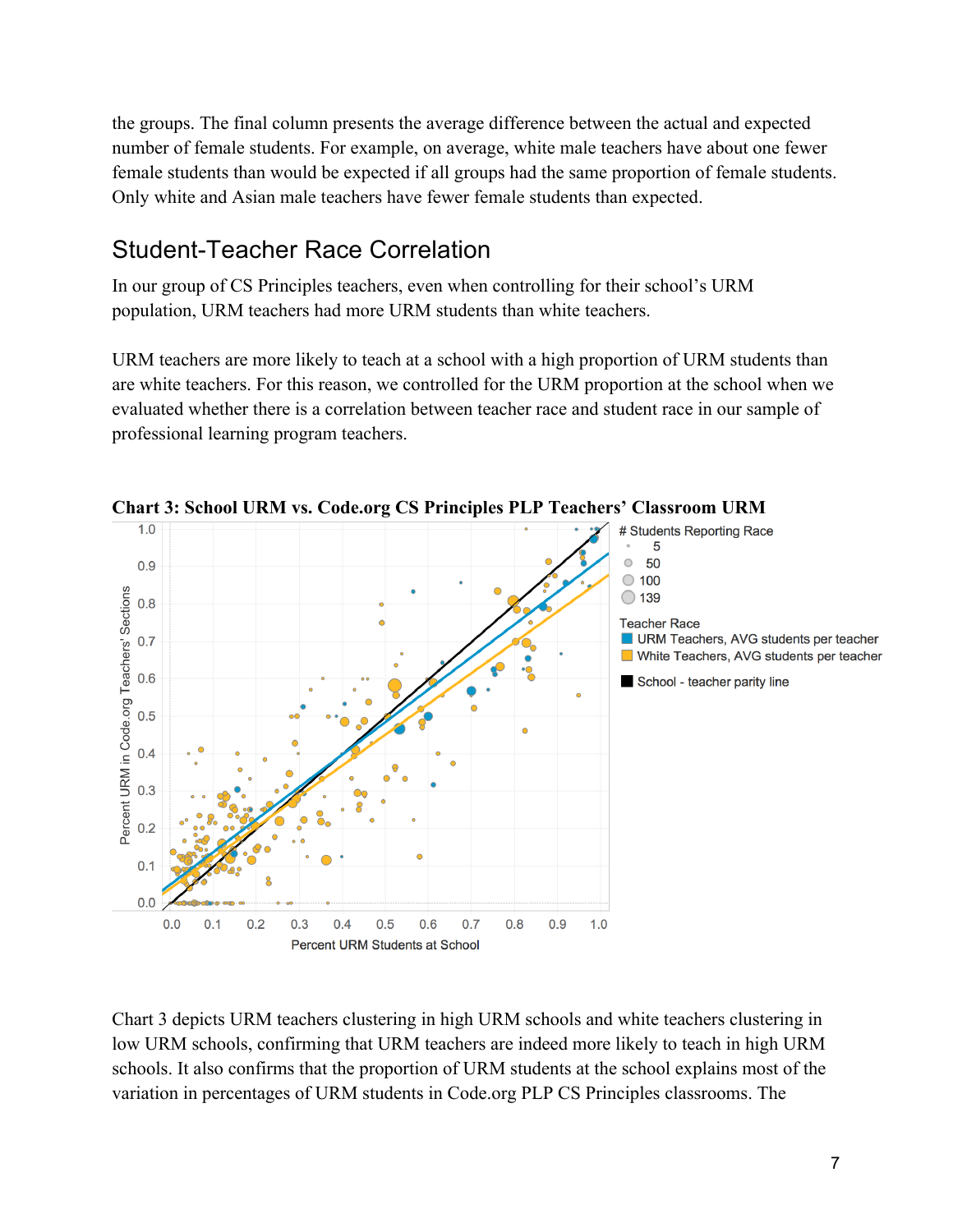the groups. The final column presents the average difference between the actual and expected number of female students. For example, on average, white male teachers have about one fewer female students than would be expected if all groups had the same proportion of female students. Only white and Asian male teachers have fewer female students than expected.

## Student-Teacher Race Correlation

In our group of CS Principles teachers, even when controlling for their school's URM population, URM teachers had more URM students than white teachers.

URM teachers are more likely to teach at a school with a high proportion of URM students than are white teachers. For this reason, we controlled for the URM proportion at the school when we evaluated whether there is a correlation between teacher race and student race in our sample of professional learning program teachers.

**Chart 3: School URM vs. Code.org CS Principles PLP Teachers' Classroom URM**

Chart 3 depicts URM teachers clustering in high URM schools and white teachers clustering in low URM schools, confirming that URM teachers are indeed more likely to teach in high URM schools. It also confirms that the proportion of URM students at the school explains most of the variation in percentages of URM students in Code.org PLP CS Principles classrooms. The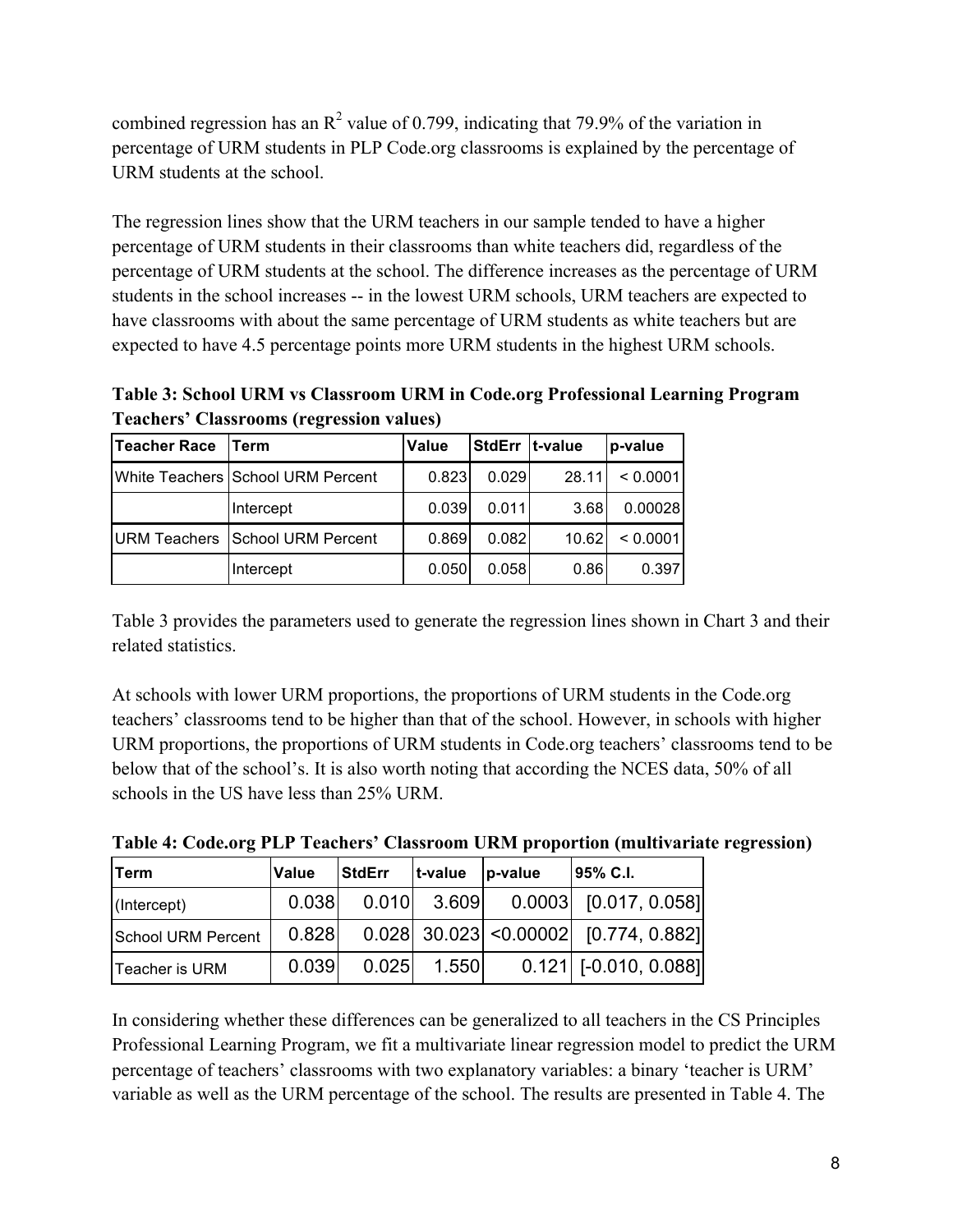combined regression has an $R^2$ value of 0.799, indicating that 79.9% of the variation in percentage of URM students in PLP Code.org classrooms is explained by the percentage of URM students at the school.

The regression lines show that the URM teachers in our sample tended to have a higher percentage of URM students in their classrooms than white teachers did, regardless of the percentage of URM students at the school. The difference increases as the percentage of URM students in the school increases -- in the lowest URM schools, URM teachers are expected to have classrooms with about the same percentage of URM students as white teachers but are expected to have 4.5 percentage points more URM students in the highest URM schools.

**Table 3: School URM vs Classroom URM in Code.org Professional Learning Program Teachers' Classrooms (regression values)**

| Teacher Race | Term | Value | StdErr | t-value | p-value |
|---|---|---|---|---|---|
| White Teachers | School URM Percent | 0.823 | 0.029 | 28.11 | < 0.0001 |
| | Intercept | 0.039 | 0.011 | 3.68 | 0.00028 |
| URM Teachers | School URM Percent | 0.869 | 0.082 | 10.62 | < 0.0001 |
| | Intercept | 0.050 | 0.058 | 0.86 | 0.397 |

Table 3 provides the parameters used to generate the regression lines shown in Chart 3 and their related statistics.

At schools with lower URM proportions, the proportions of URM students in the Code.org teachers' classrooms tend to be higher than that of the school. However, in schools with higher URM proportions, the proportions of URM students in Code.org teachers' classrooms tend to be below that of the school's. It is also worth noting that according the NCES data, 50% of all schools in the US have less than 25% URM.

**Table 4: Code.org PLP Teachers' Classroom URM proportion (multivariate regression)**

| Term | Value | StdErr | t-value | p-value | 95% C.I. |
|---|---|---|---|---|---|
| (Intercept) | 0.038 | 0.010 | 3.609 | 0.0003 | [0.017, 0.058] |
| School URM Percent | 0.828 | 0.028 | 30.023 | <0.00002 | [0.774, 0.882] |
| Teacher is URM | 0.039 | 0.025 | 1.550 | 0.121 | [-0.010, 0.088] |

In considering whether these differences can be generalized to all teachers in the CS Principles Professional Learning Program, we fit a multivariate linear regression model to predict the URM percentage of teachers' classrooms with two explanatory variables: a binary 'teacher is URM' variable as well as the URM percentage of the school. The results are presented in Table 4. The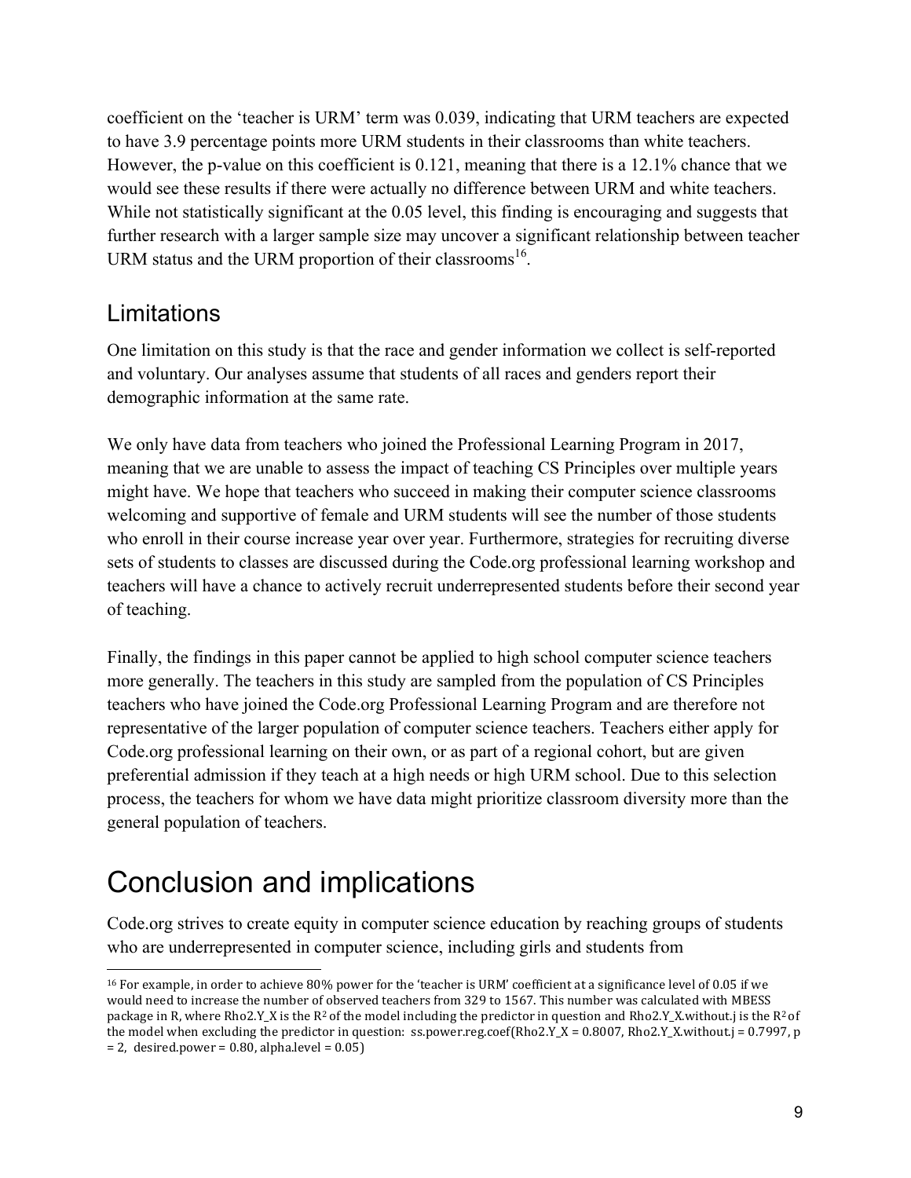coefficient on the 'teacher is URM' term was 0.039, indicating that URM teachers are expected to have 3.9 percentage points more URM students in their classrooms than white teachers. However, the p-value on this coefficient is 0.121, meaning that there is a 12.1% chance that we would see these results if there were actually no difference between URM and white teachers. While not statistically significant at the 0.05 level, this finding is encouraging and suggests that further research with a larger sample size may uncover a significant relationship between teacher URM status and the URM proportion of their classrooms[16].

## Limitations

One limitation on this study is that the race and gender information we collect is self-reported and voluntary. Our analyses assume that students of all races and genders report their demographic information at the same rate.

We only have data from teachers who joined the Professional Learning Program in 2017, meaning that we are unable to assess the impact of teaching CS Principles over multiple years might have. We hope that teachers who succeed in making their computer science classrooms welcoming and supportive of female and URM students will see the number of those students who enroll in their course increase year over year. Furthermore, strategies for recruiting diverse sets of students to classes are discussed during the Code.org professional learning workshop and teachers will have a chance to actively recruit underrepresented students before their second year of teaching.

Finally, the findings in this paper cannot be applied to high school computer science teachers more generally. The teachers in this study are sampled from the population of CS Principles teachers who have joined the Code.org Professional Learning Program and are therefore not representative of the larger population of computer science teachers. Teachers either apply for Code.org professional learning on their own, or as part of a regional cohort, but are given preferential admission if they teach at a high needs or high URM school. Due to this selection process, the teachers for whom we have data might prioritize classroom diversity more than the general population of teachers.

# Conclusion and implications

Code.org strives to create equity in computer science education by reaching groups of students who are underrepresented in computer science, including girls and students from

---

[16] For example, in order to achieve 80% power for the 'teacher is URM' coefficient at a significance level of 0.05 if we would need to increase the number of observed teachers from 329 to 1567. This number was calculated with MBESS package in R, where Rho2.Y_X is the $R^2$ of the model including the predictor in question and Rho2.Y_X.without.j is the $R^2$ of the model when excluding the predictor in question: ss.power.reg.coef(Rho2.Y_X = 0.8007, Rho2.Y_X.without.j = 0.7997, p = 2, desired.power = 0.80, alpha.level = 0.05)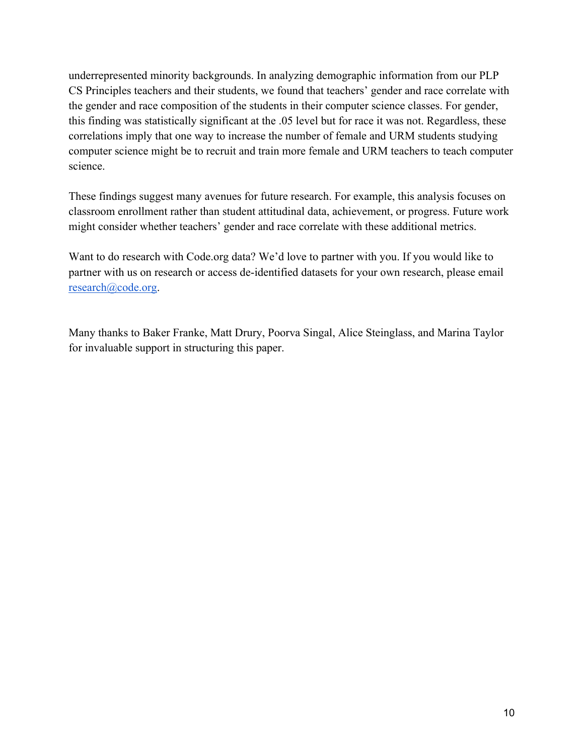underrepresented minority backgrounds. In analyzing demographic information from our PLP CS Principles teachers and their students, we found that teachers' gender and race correlate with the gender and race composition of the students in their computer science classes. For gender, this finding was statistically significant at the .05 level but for race it was not. Regardless, these correlations imply that one way to increase the number of female and URM students studying computer science might be to recruit and train more female and URM teachers to teach computer science.

These findings suggest many avenues for future research. For example, this analysis focuses on classroom enrollment rather than student attitudinal data, achievement, or progress. Future work might consider whether teachers' gender and race correlate with these additional metrics.

Want to do research with Code.org data? We'd love to partner with you. If you would like to partner with us on research or access de-identified datasets for your own research, please email [research@code.org](mailto:research@code.org).

Many thanks to Baker Franke, Matt Drury, Poorva Singal, Alice Steinglass, and Marina Taylor for invaluable support in structuring this paper.